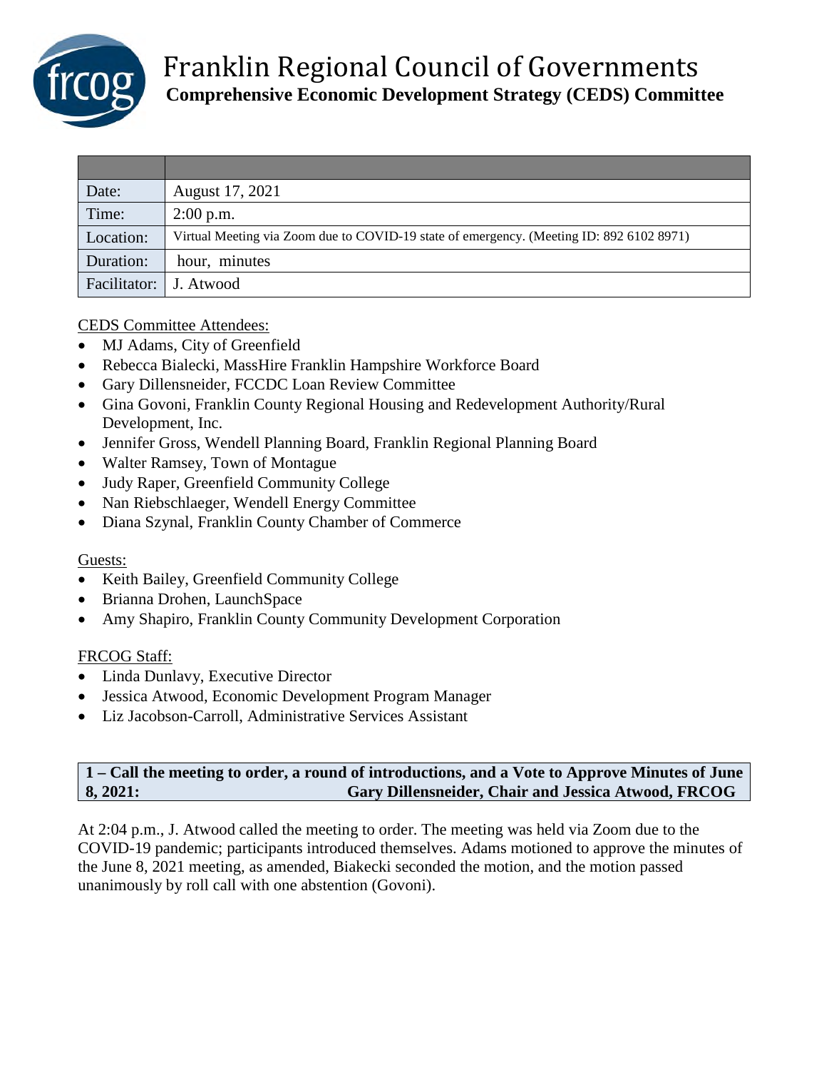# Franklin Regional Council of Governments

## Comprehensive Economic Development Strategy (CEDS) Committee

| | |
|---|---|
| Date: | August 17, 2021 |
| Time: | 2:00 p.m. |
| Location: | Virtual Meeting via Zoom due to COVID-19 state of emergency. (Meeting ID: 892 6102 8971) |
| Duration: | hour, minutes |
| Facilitator: | J. Atwood |

CEDS Committee Attendees:

- MJ Adams, City of Greenfield
- Rebecca Bialecki, MassHire Franklin Hampshire Workforce Board
- Gary Dillensneider, FCCDC Loan Review Committee
- Gina Govoni, Franklin County Regional Housing and Redevelopment Authority/Rural Development, Inc.
- Jennifer Gross, Wendell Planning Board, Franklin Regional Planning Board
- Walter Ramsey, Town of Montague
- Judy Raper, Greenfield Community College
- Nan Riebschlaeger, Wendell Energy Committee
- Diana Szynal, Franklin County Chamber of Commerce

Guests:

- Keith Bailey, Greenfield Community College
- Brianna Drohen, LaunchSpace
- Amy Shapiro, Franklin County Community Development Corporation

FRCOG Staff:

- Linda Dunlavy, Executive Director
- Jessica Atwood, Economic Development Program Manager
- Liz Jacobson-Carroll, Administrative Services Assistant

**1 – Call the meeting to order, a round of introductions, and a Vote to Approve Minutes of June 8, 2021: Gary Dillensneider, Chair and Jessica Atwood, FRCOG**

At 2:04 p.m., J. Atwood called the meeting to order. The meeting was held via Zoom due to the COVID-19 pandemic; participants introduced themselves. Adams motioned to approve the minutes of the June 8, 2021 meeting, as amended, Biakecki seconded the motion, and the motion passed unanimously by roll call with one abstention (Govoni).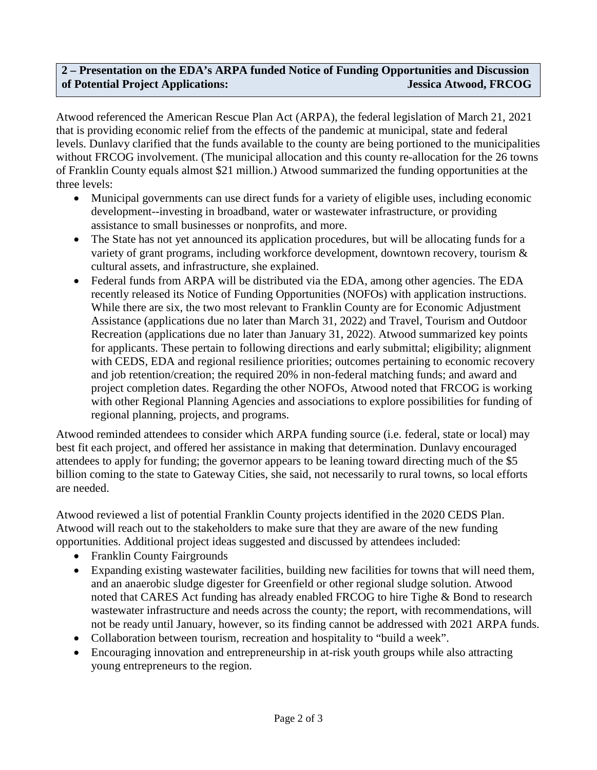**2 – Presentation on the EDA's ARPA funded Notice of Funding Opportunities and Discussion of Potential Project Applications: Jessica Atwood, FRCOG**

Atwood referenced the American Rescue Plan Act (ARPA), the federal legislation of March 21, 2021 that is providing economic relief from the effects of the pandemic at municipal, state and federal levels. Dunlavy clarified that the funds available to the county are being portioned to the municipalities without FRCOG involvement. (The municipal allocation and this county re-allocation for the 26 towns of Franklin County equals almost $21 million.) Atwood summarized the funding opportunities at the three levels:

- Municipal governments can use direct funds for a variety of eligible uses, including economic development--investing in broadband, water or wastewater infrastructure, or providing assistance to small businesses or nonprofits, and more.
- The State has not yet announced its application procedures, but will be allocating funds for a variety of grant programs, including workforce development, downtown recovery, tourism & cultural assets, and infrastructure, she explained.
- Federal funds from ARPA will be distributed via the EDA, among other agencies. The EDA recently released its Notice of Funding Opportunities (NOFOs) with application instructions. While there are six, the two most relevant to Franklin County are for Economic Adjustment Assistance (applications due no later than March 31, 2022) and Travel, Tourism and Outdoor Recreation (applications due no later than January 31, 2022). Atwood summarized key points for applicants. These pertain to following directions and early submittal; eligibility; alignment with CEDS, EDA and regional resilience priorities; outcomes pertaining to economic recovery and job retention/creation; the required 20% in non-federal matching funds; and award and project completion dates. Regarding the other NOFOs, Atwood noted that FRCOG is working with other Regional Planning Agencies and associations to explore possibilities for funding of regional planning, projects, and programs.

Atwood reminded attendees to consider which ARPA funding source (i.e. federal, state or local) may best fit each project, and offered her assistance in making that determination. Dunlavy encouraged attendees to apply for funding; the governor appears to be leaning toward directing much of the $5 billion coming to the state to Gateway Cities, she said, not necessarily to rural towns, so local efforts are needed.

Atwood reviewed a list of potential Franklin County projects identified in the 2020 CEDS Plan. Atwood will reach out to the stakeholders to make sure that they are aware of the new funding opportunities. Additional project ideas suggested and discussed by attendees included:

- Franklin County Fairgrounds
- Expanding existing wastewater facilities, building new facilities for towns that will need them, and an anaerobic sludge digester for Greenfield or other regional sludge solution. Atwood noted that CARES Act funding has already enabled FRCOG to hire Tighe & Bond to research wastewater infrastructure and needs across the county; the report, with recommendations, will not be ready until January, however, so its finding cannot be addressed with 2021 ARPA funds.
- Collaboration between tourism, recreation and hospitality to "build a week".
- Encouraging innovation and entrepreneurship in at-risk youth groups while also attracting young entrepreneurs to the region.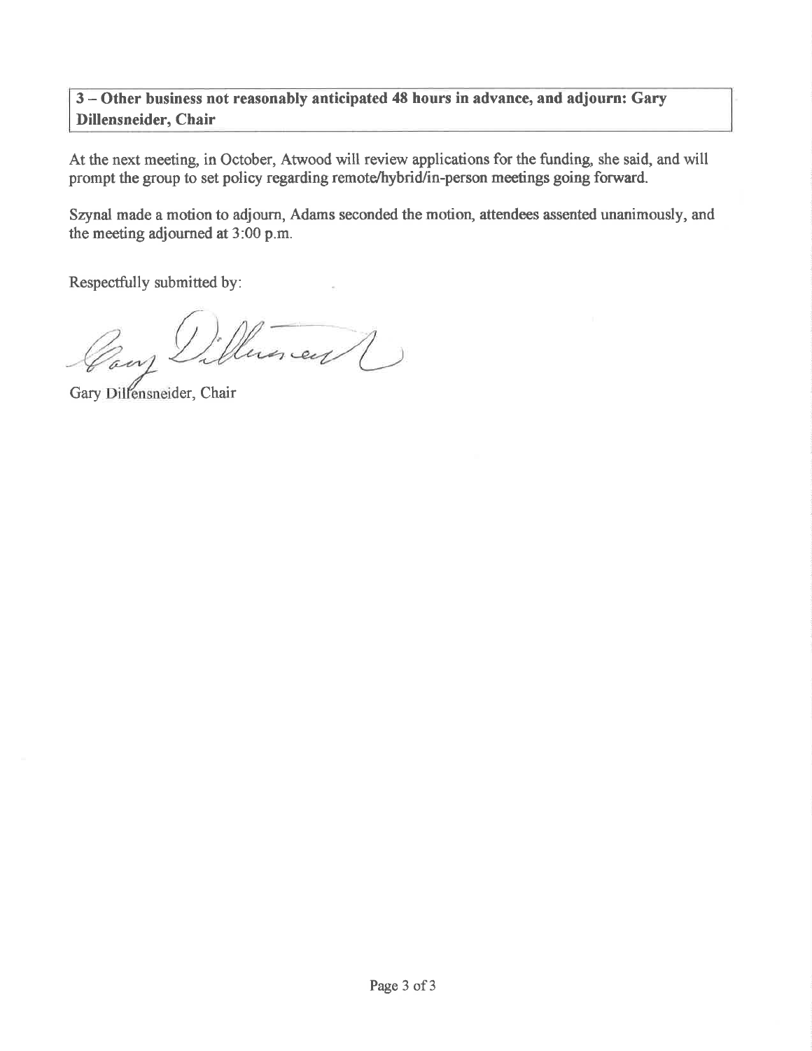**3 – Other business not reasonably anticipated 48 hours in advance, and adjourn: Gary Dillensneider, Chair**

At the next meeting, in October, Atwood will review applications for the funding, she said, and will prompt the group to set policy regarding remote/hybrid/in-person meetings going forward.

Szynal made a motion to adjourn, Adams seconded the motion, attendees assented unanimously, and the meeting adjourned at 3:00 p.m.

Respectfully submitted by:

Gary Dillensneider, Chair